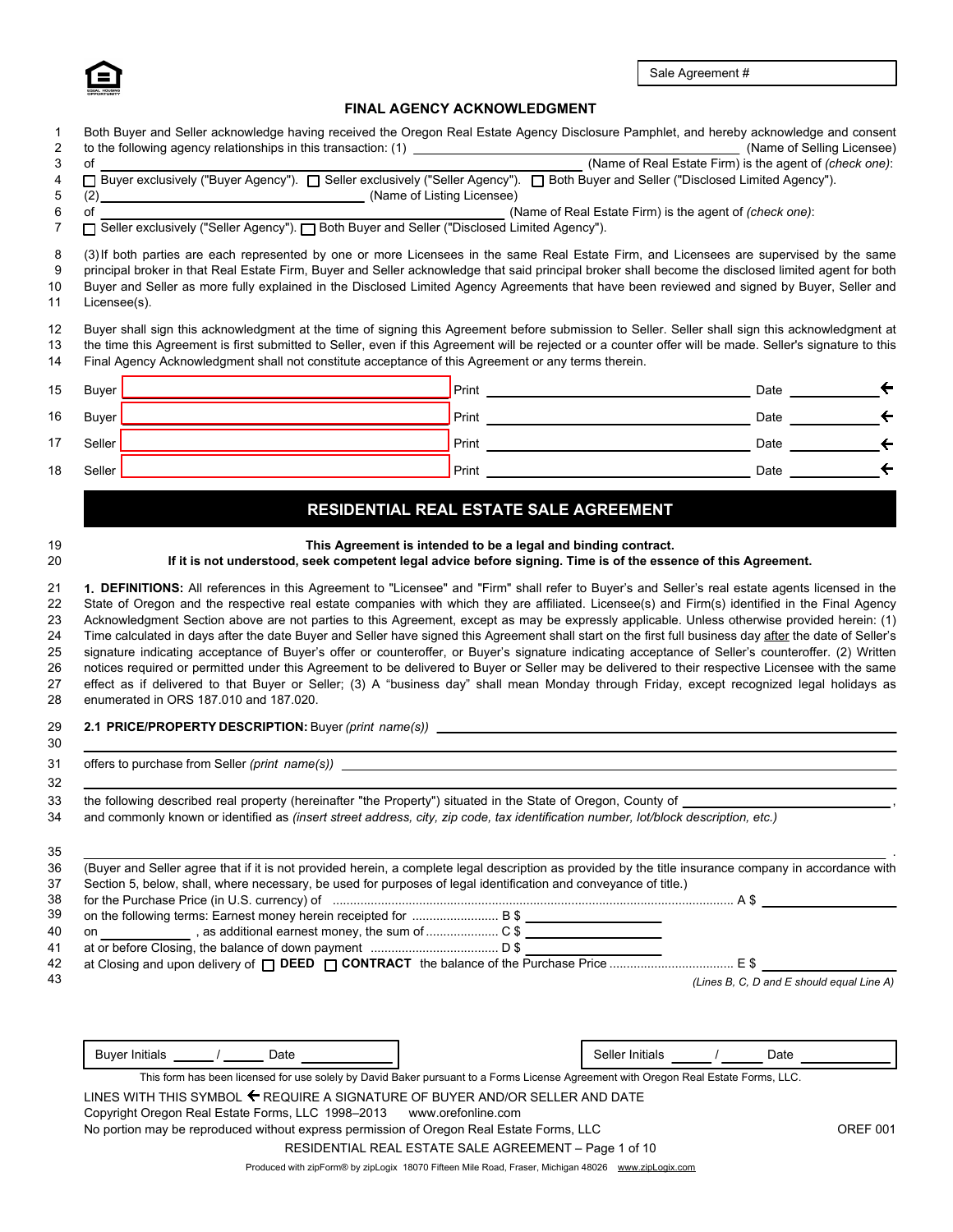Sale Agreement #

## FINAL AGENCY ACKNOWLEDGMENT

1 Both Buyer and Seller acknowledge having received the Oregon Real Estate Agency Disclosure Pamphlet, and hereby acknowledge and consent
2 to the following agency relationships in this transaction: (1) ______________________________ (Name of Selling Licensee)
3 of ______________________________ (Name of Real Estate Firm) is the agent of *(check one)*:
4 ☐ Buyer exclusively ("Buyer Agency"). ☐ Seller exclusively ("Seller Agency"). ☐ Both Buyer and Seller ("Disclosed Limited Agency").
5 (2) ______________________________ (Name of Listing Licensee)
6 of ______________________________ (Name of Real Estate Firm) is the agent of *(check one)*:
7 ☐ Seller exclusively ("Seller Agency"). ☐ Both Buyer and Seller ("Disclosed Limited Agency").

8 (3) If both parties are each represented by one or more Licensees in the same Real Estate Firm, and Licensees are supervised by the same
9 principal broker in that Real Estate Firm, Buyer and Seller acknowledge that said principal broker shall become the disclosed limited agent for both
10 Buyer and Seller as more fully explained in the Disclosed Limited Agency Agreements that have been reviewed and signed by Buyer, Seller and
11 Licensee(s).

12 Buyer shall sign this acknowledgment at the time of signing this Agreement before submission to Seller. Seller shall sign this acknowledgment at
13 the time this Agreement is first submitted to Seller, even if this Agreement will be rejected or a counter offer will be made. Seller's signature to this
14 Final Agency Acknowledgment shall not constitute acceptance of this Agreement or any terms therein.

15 Buyer ______________ Print ______________ Date __________ ←
16 Buyer ______________ Print ______________ Date __________ ←
17 Seller ______________ Print ______________ Date __________ ←
18 Seller ______________ Print ______________ Date __________ ←

# RESIDENTIAL REAL ESTATE SALE AGREEMENT

19 **This Agreement is intended to be a legal and binding contract.**
20 **If it is not understood, seek competent legal advice before signing. Time is of the essence of this Agreement.**

21 **1. DEFINITIONS:** All references in this Agreement to "Licensee" and "Firm" shall refer to Buyer's and Seller's real estate agents licensed in the
22 State of Oregon and the respective real estate companies with which they are affiliated. Licensee(s) and Firm(s) identified in the Final Agency
23 Acknowledgment Section above are not parties to this Agreement, except as may be expressly applicable. Unless otherwise provided herein: (1)
24 Time calculated in days after the date Buyer and Seller have signed this Agreement shall start on the first full business day after the date of Seller's
25 signature indicating acceptance of Buyer's offer or counteroffer, or Buyer's signature indicating acceptance of Seller's counteroffer. (2) Written
26 notices required or permitted under this Agreement to be delivered to Buyer or Seller may be delivered to their respective Licensee with the same
27 effect as if delivered to that Buyer or Seller; (3) A "business day" shall mean Monday through Friday, except recognized legal holidays as
28 enumerated in ORS 187.010 and 187.020.

29 **2.1 PRICE/PROPERTY DESCRIPTION:** Buyer *(print name(s))* ______________________________
30 ______________________________
31 offers to purchase from Seller *(print name(s))* ______________________________
32 ______________________________
33 the following described real property (hereinafter "the Property") situated in the State of Oregon, County of ______________,
34 and commonly known or identified as *(insert street address, city, zip code, tax identification number, lot/block description, etc.)*
35 ______________________________ .
36 (Buyer and Seller agree that if it is not provided herein, a complete legal description as provided by the title insurance company in accordance with
37 Section 5, below, shall, where necessary, be used for purposes of legal identification and conveyance of title.)
38 for the Purchase Price (in U.S. currency) of ........................................ A $ __________
39 on the following terms: Earnest money herein receipted for ........................ B $ __________
40 on __________ , as additional earnest money, the sum of .................... C $ __________
41 at or before Closing, the balance of down payment .................................. D $ __________
42 at Closing and upon delivery of ☐ **DEED** ☐ **CONTRACT** the balance of the Purchase Price .................................. E $ __________
43 *(Lines B, C, D and E should equal Line A)*

Buyer Initials _____ / _____ Date __________ Seller Initials _____ / _____ Date __________

This form has been licensed for use solely by David Baker pursuant to a Forms License Agreement with Oregon Real Estate Forms, LLC.

LINES WITH THIS SYMBOL ← REQUIRE A SIGNATURE OF BUYER AND/OR SELLER AND DATE
Copyright Oregon Real Estate Forms, LLC 1998–2013 www.orefonline.com
No portion may be reproduced without express permission of Oregon Real Estate Forms, LLC OREF 001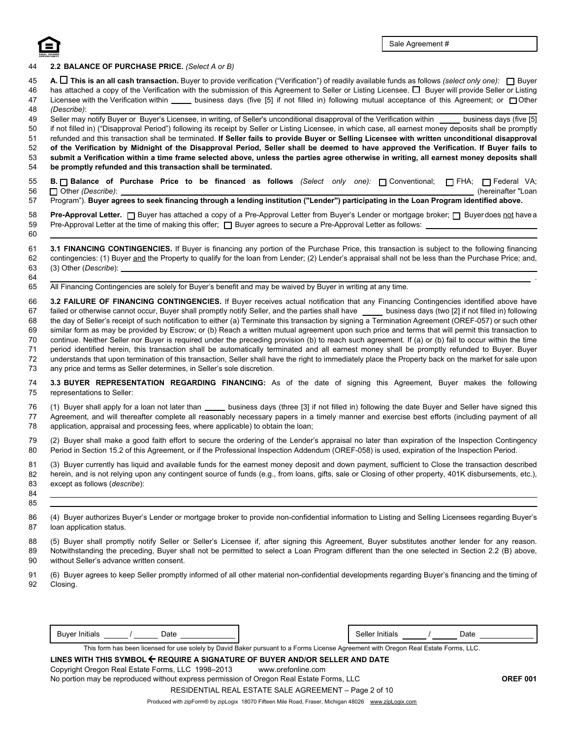Sale Agreement #

**2.2 BALANCE OF PURCHASE PRICE.** *(Select A or B)*

**A.** ☐ **This is an all cash transaction.** Buyer to provide verification ("Verification") of readily available funds as follows *(select only one)*: ☐ Buyer has attached a copy of the Verification with the submission of this Agreement to Seller or Listing Licensee. ☐ Buyer will provide Seller or Listing Licensee with the Verification within _____ business days (five [5] if not filled in) following mutual acceptance of this Agreement; or ☐ Other *(Describe)*: ______________________________

Seller may notify Buyer or Buyer's Licensee, in writing, of Seller's unconditional disapproval of the Verification within _____ business days (five [5] if not filled in) ("Disapproval Period") following its receipt by Seller or Listing Licensee, in which case, all earnest money deposits shall be promptly refunded and this transaction shall be terminated. **If Seller fails to provide Buyer or Selling Licensee with written unconditional disapproval of the Verification by Midnight of the Disapproval Period, Seller shall be deemed to have approved the Verification. If Buyer fails to submit a Verification within a time frame selected above, unless the parties agree otherwise in writing, all earnest money deposits shall be promptly refunded and this transaction shall be terminated.**

**B.** ☐ **Balance of Purchase Price to be financed as follows** *(Select only one)*: ☐ Conventional; ☐ FHA; ☐ Federal VA; ☐ Other *(Describe)*: ______________________________ (hereinafter "Loan Program"). **Buyer agrees to seek financing through a lending institution ("Lender") participating in the Loan Program identified above.**

**Pre-Approval Letter.** ☐ Buyer has attached a copy of a Pre-Approval Letter from Buyer's Lender or mortgage broker; ☐ Buyer does not have a Pre-Approval Letter at the time of making this offer; ☐ Buyer agrees to secure a Pre-Approval Letter as follows: ______________________________

**3.1 FINANCING CONTINGENCIES.** If Buyer is financing any portion of the Purchase Price, this transaction is subject to the following financing contingencies: (1) Buyer and the Property to qualify for the loan from Lender; (2) Lender's appraisal shall not be less than the Purchase Price; and, (3) Other (*Describe*): ______________________________

All Financing Contingencies are solely for Buyer's benefit and may be waived by Buyer in writing at any time.

**3.2 FAILURE OF FINANCING CONTINGENCIES.** If Buyer receives actual notification that any Financing Contingencies identified above have failed or otherwise cannot occur, Buyer shall promptly notify Seller, and the parties shall have _____ business days (two [2] if not filled in) following the day of Seller's receipt of such notification to either (a) Terminate this transaction by signing a Termination Agreement (OREF-057) or such other similar form as may be provided by Escrow; or (b) Reach a written mutual agreement upon such price and terms that will permit this transaction to continue. Neither Seller nor Buyer is required under the preceding provision (b) to reach such agreement. If (a) or (b) fail to occur within the time period identified herein, this transaction shall be automatically terminated and all earnest money shall be promptly refunded to Buyer. Buyer understands that upon termination of this transaction, Seller shall have the right to immediately place the Property back on the market for sale upon any price and terms as Seller determines, in Seller's sole discretion.

**3.3 BUYER REPRESENTATION REGARDING FINANCING:** As of the date of signing this Agreement, Buyer makes the following representations to Seller:

(1) Buyer shall apply for a loan not later than _____ business days (three [3] if not filled in) following the date Buyer and Seller have signed this Agreement, and will thereafter complete all reasonably necessary papers in a timely manner and exercise best efforts (including payment of all application, appraisal and processing fees, where applicable) to obtain the loan;

(2) Buyer shall make a good faith effort to secure the ordering of the Lender's appraisal no later than expiration of the Inspection Contingency Period in Section 15.2 of this Agreement, or if the Professional Inspection Addendum (OREF-058) is used, expiration of the Inspection Period.

(3) Buyer currently has liquid and available funds for the earnest money deposit and down payment, sufficient to Close the transaction described herein, and is not relying upon any contingent source of funds (e.g., from loans, gifts, sale or Closing of other property, 401K disbursements, etc.), except as follows (*describe*): ______________________________

(4) Buyer authorizes Buyer's Lender or mortgage broker to provide non-confidential information to Listing and Selling Licensees regarding Buyer's loan application status.

(5) Buyer shall promptly notify Seller or Seller's Licensee if, after signing this Agreement, Buyer substitutes another lender for any reason. Notwithstanding the preceding, Buyer shall not be permitted to select a Loan Program different than the one selected in Section 2.2 (B) above, without Seller's advance written consent.

(6) Buyer agrees to keep Seller promptly informed of all other material non-confidential developments regarding Buyer's financing and the timing of Closing.

Buyer Initials _____ / _____ Date __________ Seller Initials _____ / _____ Date __________

This form has been licensed for use solely by David Baker pursuant to a Forms License Agreement with Oregon Real Estate Forms, LLC.

**LINES WITH THIS SYMBOL ← REQUIRE A SIGNATURE OF BUYER AND/OR SELLER AND DATE**

Copyright Oregon Real Estate Forms, LLC 1998–2013 www.orefonline.com

No portion may be reproduced without express permission of Oregon Real Estate Forms, LLC **OREF 001**

RESIDENTIAL REAL ESTATE SALE AGREEMENT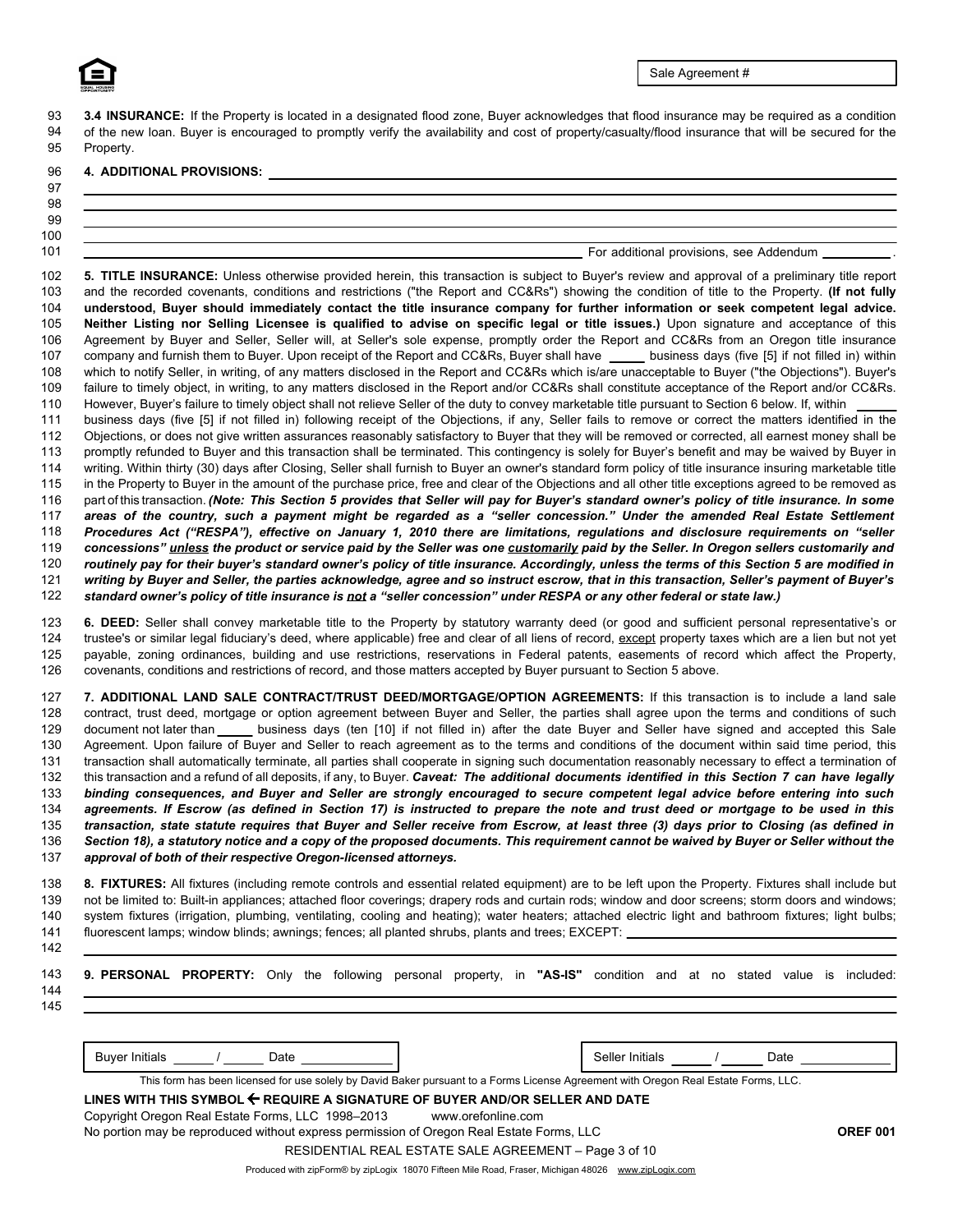Sale Agreement #

**3.4 INSURANCE:** If the Property is located in a designated flood zone, Buyer acknowledges that flood insurance may be required as a condition of the new loan. Buyer is encouraged to promptly verify the availability and cost of property/casualty/flood insurance that will be secured for the Property.

**4. ADDITIONAL PROVISIONS:** ______________________________________________

______________________________________________

______________________________________________

______________________________________________

______________________________________________

______________________________________________ For additional provisions, see Addendum ________.

**5. TITLE INSURANCE:** Unless otherwise provided herein, this transaction is subject to Buyer's review and approval of a preliminary title report and the recorded covenants, conditions and restrictions ("the Report and CC&Rs") showing the condition of title to the Property. **(If not fully understood, Buyer should immediately contact the title insurance company for further information or seek competent legal advice. Neither Listing nor Selling Licensee is qualified to advise on specific legal or title issues.)** Upon signature and acceptance of this Agreement by Buyer and Seller, Seller will, at Seller's sole expense, promptly order the Report and CC&Rs from an Oregon title insurance company and furnish them to Buyer. Upon receipt of the Report and CC&Rs, Buyer shall have _____ business days (five [5] if not filled in) within which to notify Seller, in writing, of any matters disclosed in the Report and CC&Rs which is/are unacceptable to Buyer ("the Objections"). Buyer's failure to timely object, in writing, to any matters disclosed in the Report and/or CC&Rs shall constitute acceptance of the Report and/or CC&Rs. However, Buyer's failure to timely object shall not relieve Seller of the duty to convey marketable title pursuant to Section 6 below. If, within _____ business days (five [5] if not filled in) following receipt of the Objections, if any, Seller fails to remove or correct the matters identified in the Objections, or does not give written assurances reasonably satisfactory to Buyer that they will be removed or corrected, all earnest money shall be promptly refunded to Buyer and this transaction shall be terminated. This contingency is solely for Buyer's benefit and may be waived by Buyer in writing. Within thirty (30) days after Closing, Seller shall furnish to Buyer an owner's standard form policy of title insurance insuring marketable title in the Property to Buyer in the amount of the purchase price, free and clear of the Objections and all other title exceptions agreed to be removed as part of this transaction. ***(Note: This Section 5 provides that Seller will pay for Buyer's standard owner's policy of title insurance. In some areas of the country, such a payment might be regarded as a "seller concession." Under the amended Real Estate Settlement Procedures Act ("RESPA"), effective on January 1, 2010 there are limitations, regulations and disclosure requirements on "seller concessions" <u>unless</u> the product or service paid by the Seller was one <u>customarily</u> paid by the Seller. In Oregon sellers customarily and routinely pay for their buyer's standard owner's policy of title insurance. Accordingly, unless the terms of this Section 5 are modified in writing by Buyer and Seller, the parties acknowledge, agree and so instruct escrow, that in this transaction, Seller's payment of Buyer's standard owner's policy of title insurance is <u>not</u> a "seller concession" under RESPA or any other federal or state law.)***

**6. DEED:** Seller shall convey marketable title to the Property by statutory warranty deed (or good and sufficient personal representative's or trustee's or similar legal fiduciary's deed, where applicable) free and clear of all liens of record, <u>except</u> property taxes which are a lien but not yet payable, zoning ordinances, building and use restrictions, reservations in Federal patents, easements of record which affect the Property, covenants, conditions and restrictions of record, and those matters accepted by Buyer pursuant to Section 5 above.

**7. ADDITIONAL LAND SALE CONTRACT/TRUST DEED/MORTGAGE/OPTION AGREEMENTS:** If this transaction is to include a land sale contract, trust deed, mortgage or option agreement between Buyer and Seller, the parties shall agree upon the terms and conditions of such document not later than _____ business days (ten [10] if not filled in) after the date Buyer and Seller have signed and accepted this Sale Agreement. Upon failure of Buyer and Seller to reach agreement as to the terms and conditions of the document within said time period, this transaction shall automatically terminate, all parties shall cooperate in signing such documentation reasonably necessary to effect a termination of this transaction and a refund of all deposits, if any, to Buyer. ***Caveat: The additional documents identified in this Section 7 can have legally binding consequences, and Buyer and Seller are strongly encouraged to secure competent legal advice before entering into such agreements. If Escrow (as defined in Section 17) is instructed to prepare the note and trust deed or mortgage to be used in this transaction, state statute requires that Buyer and Seller receive from Escrow, at least three (3) days prior to Closing (as defined in Section 18), a statutory notice and a copy of the proposed documents. This requirement cannot be waived by Buyer or Seller without the approval of both of their respective Oregon-licensed attorneys.***

**8. FIXTURES:** All fixtures (including remote controls and essential related equipment) are to be left upon the Property. Fixtures shall include but not be limited to: Built-in appliances; attached floor coverings; drapery rods and curtain rods; window and door screens; storm doors and windows; system fixtures (irrigation, plumbing, ventilating, cooling and heating); water heaters; attached electric light and bathroom fixtures; light bulbs; fluorescent lamps; window blinds; awnings; fences; all planted shrubs, plants and trees; EXCEPT: ______________________________________________

______________________________________________

**9. PERSONAL PROPERTY:** Only the following personal property, in **"AS-IS"** condition and at no stated value is included: ______________________________________________

______________________________________________

Buyer Initials ______ / ______ Date ____________ Seller Initials ______ / ______ Date ____________

This form has been licensed for use solely by David Baker pursuant to a Forms License Agreement with Oregon Real Estate Forms, LLC.

**LINES WITH THIS SYMBOL ← REQUIRE A SIGNATURE OF BUYER AND/OR SELLER AND DATE**

Copyright Oregon Real Estate Forms, LLC 1998–2013 www.orefonline.com

No portion may be reproduced without express permission of Oregon Real Estate Forms, LLC **OREF 001**

RESIDENTIAL REAL ESTATE SALE AGREEMENT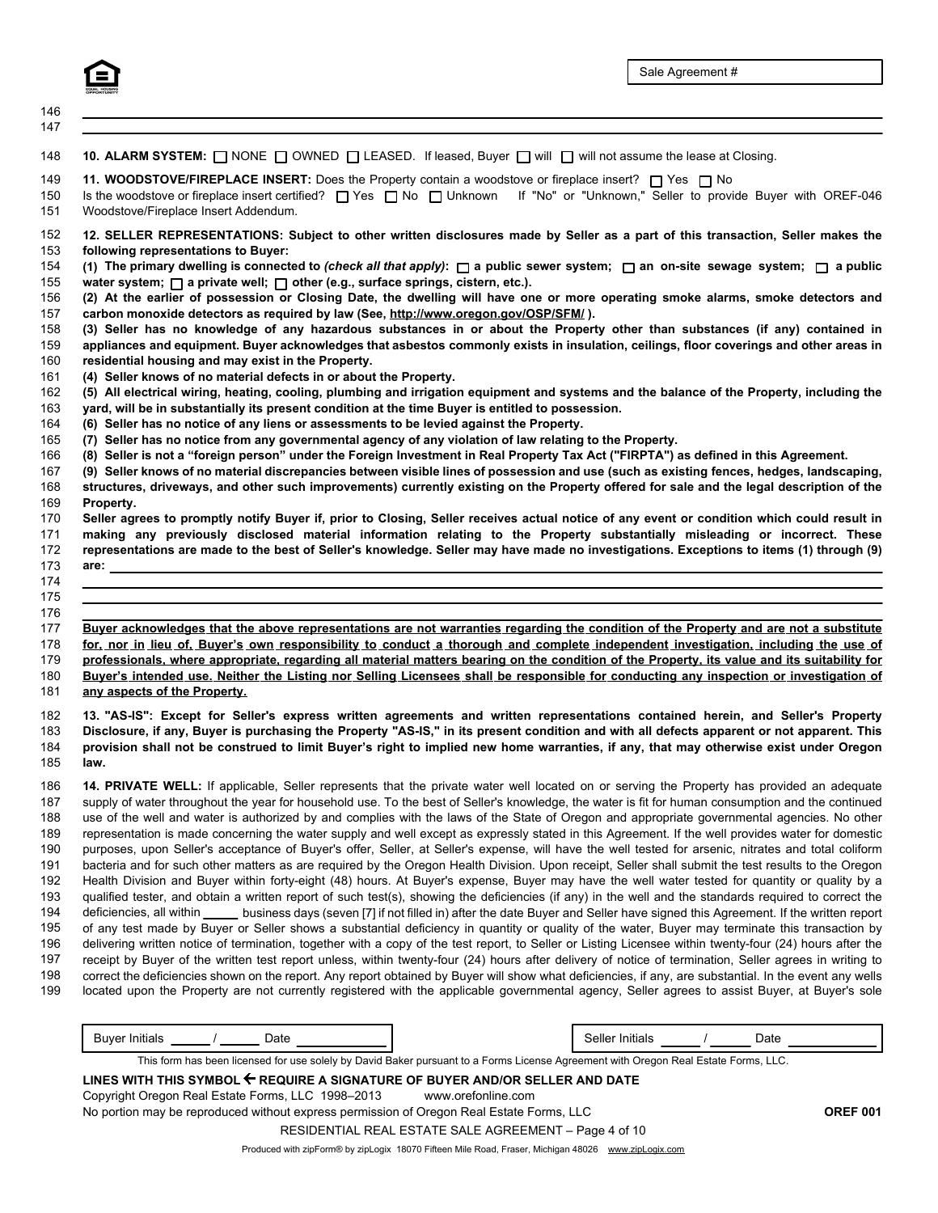Sale Agreement #

146
147

148 **10. ALARM SYSTEM:** ☐ NONE ☐ OWNED ☐ LEASED. If leased, Buyer ☐ will ☐ will not assume the lease at Closing.

149 **11. WOODSTOVE/FIREPLACE INSERT:** Does the Property contain a woodstove or fireplace insert? ☐ Yes ☐ No
150 Is the woodstove or fireplace insert certified? ☐ Yes ☐ No ☐ Unknown If "No" or "Unknown," Seller to provide Buyer with OREF-046
151 Woodstove/Fireplace Insert Addendum.

152 **12. SELLER REPRESENTATIONS: Subject to other written disclosures made by Seller as a part of this transaction, Seller makes the**
153 **following representations to Buyer:**
154 **(1) The primary dwelling is connected to *(check all that apply)*: ☐ a public sewer system; ☐ an on-site sewage system; ☐ a public**
155 **water system; ☐ a private well; ☐ other (e.g., surface springs, cistern, etc.).**
156 **(2) At the earlier of possession or Closing Date, the dwelling will have one or more operating smoke alarms, smoke detectors and**
157 **carbon monoxide detectors as required by law (See, http://www.oregon.gov/OSP/SFM/ ).**
158 **(3) Seller has no knowledge of any hazardous substances in or about the Property other than substances (if any) contained in**
159 **appliances and equipment. Buyer acknowledges that asbestos commonly exists in insulation, ceilings, floor coverings and other areas in**
160 **residential housing and may exist in the Property.**
161 **(4) Seller knows of no material defects in or about the Property.**
162 **(5) All electrical wiring, heating, cooling, plumbing and irrigation equipment and systems and the balance of the Property, including the**
163 **yard, will be in substantially its present condition at the time Buyer is entitled to possession.**
164 **(6) Seller has no notice of any liens or assessments to be levied against the Property.**
165 **(7) Seller has no notice from any governmental agency of any violation of law relating to the Property.**
166 **(8) Seller is not a "foreign person" under the Foreign Investment in Real Property Tax Act ("FIRPTA") as defined in this Agreement.**
167 **(9) Seller knows of no material discrepancies between visible lines of possession and use (such as existing fences, hedges, landscaping,**
168 **structures, driveways, and other such improvements) currently existing on the Property offered for sale and the legal description of the**
169 **Property.**
170 **Seller agrees to promptly notify Buyer if, prior to Closing, Seller receives actual notice of any event or condition which could result in**
171 **making any previously disclosed material information relating to the Property substantially misleading or incorrect. These**
172 **representations are made to the best of Seller's knowledge. Seller may have made no investigations. Exceptions to items (1) through (9)**
173 **are:** \_\_\_\_\_\_\_\_\_\_\_\_\_\_\_\_\_\_\_\_\_\_\_\_\_\_\_\_\_\_\_\_\_\_\_\_\_\_\_\_
174 \_\_\_\_\_\_\_\_\_\_\_\_\_\_\_\_\_\_\_\_\_\_\_\_\_\_\_\_\_\_\_\_\_\_\_\_\_\_\_\_
175 \_\_\_\_\_\_\_\_\_\_\_\_\_\_\_\_\_\_\_\_\_\_\_\_\_\_\_\_\_\_\_\_\_\_\_\_\_\_\_\_
176 \_\_\_\_\_\_\_\_\_\_\_\_\_\_\_\_\_\_\_\_\_\_\_\_\_\_\_\_\_\_\_\_\_\_\_\_\_\_\_\_
177 **Buyer acknowledges that the above representations are not warranties regarding the condition of the Property and are not a substitute**
178 **for, nor in lieu of, Buyer's own responsibility to conduct a thorough and complete independent investigation, including the use of**
179 **professionals, where appropriate, regarding all material matters bearing on the condition of the Property, its value and its suitability for**
180 **Buyer's intended use. Neither the Listing nor Selling Licensees shall be responsible for conducting any inspection or investigation of**
181 **any aspects of the Property.**

182 **13. "AS-IS": Except for Seller's express written agreements and written representations contained herein, and Seller's Property**
183 **Disclosure, if any, Buyer is purchasing the Property "AS-IS," in its present condition and with all defects apparent or not apparent. This**
184 **provision shall not be construed to limit Buyer's right to implied new home warranties, if any, that may otherwise exist under Oregon**
185 **law.**

186 **14. PRIVATE WELL:** If applicable, Seller represents that the private water well located on or serving the Property has provided an adequate
187 supply of water throughout the year for household use. To the best of Seller's knowledge, the water is fit for human consumption and the continued
188 use of the well and water is authorized by and complies with the laws of the State of Oregon and appropriate governmental agencies. No other
189 representation is made concerning the water supply and well except as expressly stated in this Agreement. If the well provides water for domestic
190 purposes, upon Seller's acceptance of Buyer's offer, Seller, at Seller's expense, will have the well tested for arsenic, nitrates and total coliform
191 bacteria and for such other matters as are required by the Oregon Health Division. Upon receipt, Seller shall submit the test results to the Oregon
192 Health Division and Buyer within forty-eight (48) hours. At Buyer's expense, Buyer may have the well water tested for quantity or quality by a
193 qualified tester, and obtain a written report of such test(s), showing the deficiencies (if any) in the well and the standards required to correct the
194 deficiencies, all within \_\_\_\_\_ business days (seven [7] if not filled in) after the date Buyer and Seller have signed this Agreement. If the written report
195 of any test made by Buyer or Seller shows a substantial deficiency in quantity or quality of the water, Buyer may terminate this transaction by
196 delivering written notice of termination, together with a copy of the test report, to Seller or Listing Licensee within twenty-four (24) hours after the
197 receipt by Buyer of the written test report unless, within twenty-four (24) hours after delivery of notice of termination, Seller agrees in writing to
198 correct the deficiencies shown on the report. Any report obtained by Buyer will show what deficiencies, if any, are substantial. In the event any wells
199 located upon the Property are not currently registered with the applicable governmental agency, Seller agrees to assist Buyer, at Buyer's sole

Buyer Initials \_\_\_\_\_ / \_\_\_\_\_ Date \_\_\_\_\_\_\_\_\_\_ Seller Initials \_\_\_\_\_ / \_\_\_\_\_ Date \_\_\_\_\_\_\_\_\_\_

This form has been licensed for use solely by David Baker pursuant to a Forms License Agreement with Oregon Real Estate Forms, LLC.

**LINES WITH THIS SYMBOL ← REQUIRE A SIGNATURE OF BUYER AND/OR SELLER AND DATE**

Copyright Oregon Real Estate Forms, LLC 1998–2013 www.orefonline.com
No portion may be reproduced without express permission of Oregon Real Estate Forms, LLC **OREF 001**

RESIDENTIAL REAL ESTATE SALE AGREEMENT

Produced with zipForm® by zipLogix 18070 Fifteen Mile Road, Fraser, Michigan 48026 www.zipLogix.com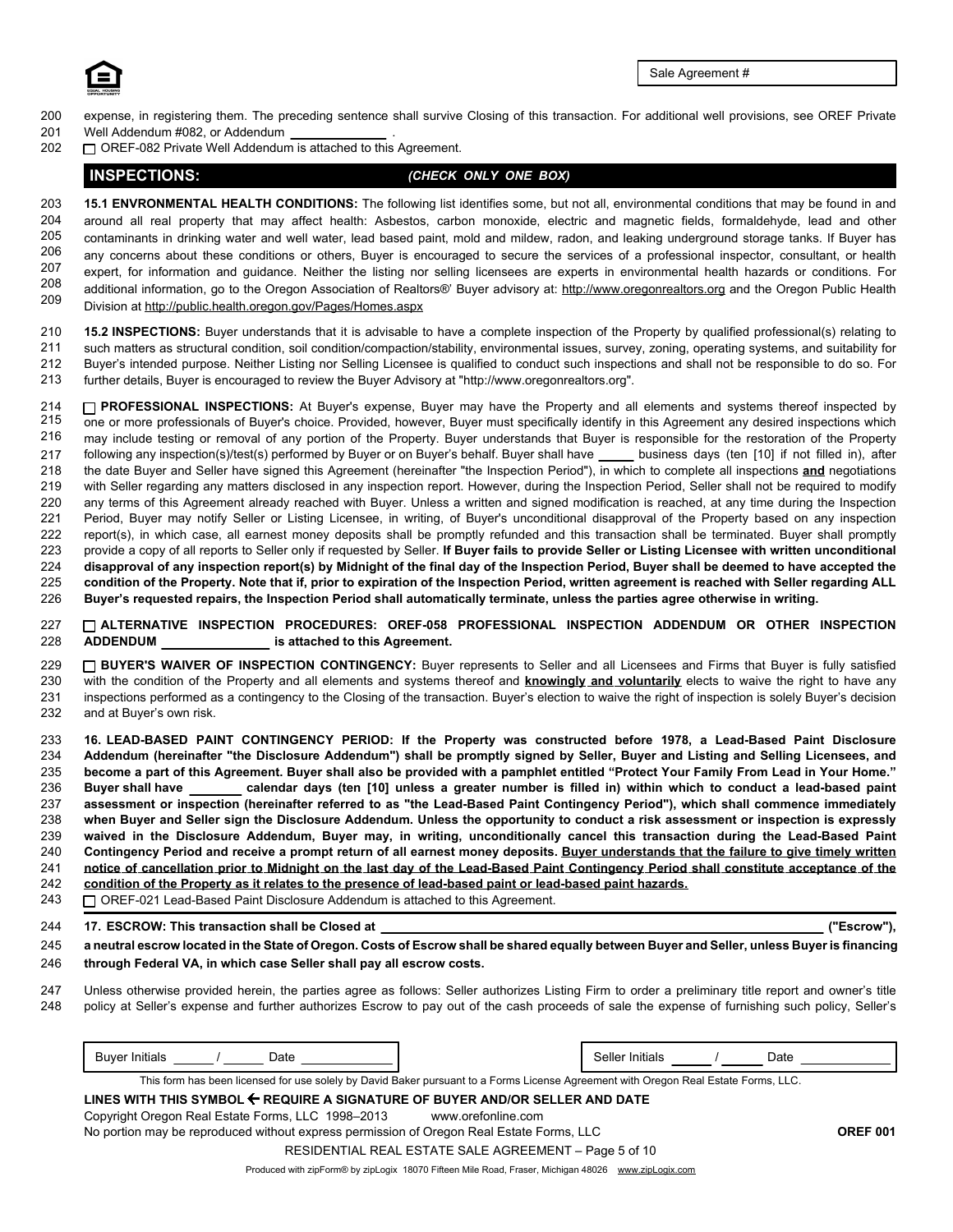Sale Agreement #

expense, in registering them. The preceding sentence shall survive Closing of this transaction. For additional well provisions, see OREF Private Well Addendum #082, or Addendum ______________ .

☐ OREF-082 Private Well Addendum is attached to this Agreement.

## INSPECTIONS: *(CHECK ONLY ONE BOX)*

**15.1 ENVIRONMENTAL HEALTH CONDITIONS:** The following list identifies some, but not all, environmental conditions that may be found in and around all real property that may affect health: Asbestos, carbon monoxide, electric and magnetic fields, formaldehyde, lead and other contaminants in drinking water and well water, lead based paint, mold and mildew, radon, and leaking underground storage tanks. If Buyer has any concerns about these conditions or others, Buyer is encouraged to secure the services of a professional inspector, consultant, or health expert, for information and guidance. Neither the listing nor selling licensees are experts in environmental health hazards or conditions. For additional information, go to the Oregon Association of Realtors®' Buyer advisory at: http://www.oregonrealtors.org and the Oregon Public Health Division at http://public.health.oregon.gov/Pages/Homes.aspx

**15.2 INSPECTIONS:** Buyer understands that it is advisable to have a complete inspection of the Property by qualified professional(s) relating to such matters as structural condition, soil condition/compaction/stability, environmental issues, survey, zoning, operating systems, and suitability for Buyer's intended purpose. Neither Listing nor Selling Licensee is qualified to conduct such inspections and shall not be responsible to do so. For further details, Buyer is encouraged to review the Buyer Advisory at "http://www.oregonrealtors.org".

☐ **PROFESSIONAL INSPECTIONS:** At Buyer's expense, Buyer may have the Property and all elements and systems thereof inspected by one or more professionals of Buyer's choice. Provided, however, Buyer must specifically identify in this Agreement any desired inspections which may include testing or removal of any portion of the Property. Buyer understands that Buyer is responsible for the restoration of the Property following any inspection(s)/test(s) performed by Buyer or on Buyer's behalf. Buyer shall have _____ business days (ten [10] if not filled in), after the date Buyer and Seller have signed this Agreement (hereinafter "the Inspection Period"), in which to complete all inspections **and** negotiations with Seller regarding any matters disclosed in any inspection report. However, during the Inspection Period, Seller shall not be required to modify any terms of this Agreement already reached with Buyer. Unless a written and signed modification is reached, at any time during the Inspection Period, Buyer may notify Seller or Listing Licensee, in writing, of Buyer's unconditional disapproval of the Property based on any inspection report(s), in which case, all earnest money deposits shall be promptly refunded and this transaction shall be terminated. Buyer shall promptly provide a copy of all reports to Seller only if requested by Seller. **If Buyer fails to provide Seller or Listing Licensee with written unconditional disapproval of any inspection report(s) by Midnight of the final day of the Inspection Period, Buyer shall be deemed to have accepted the condition of the Property. Note that if, prior to expiration of the Inspection Period, written agreement is reached with Seller regarding ALL Buyer's requested repairs, the Inspection Period shall automatically terminate, unless the parties agree otherwise in writing.**

☐ **ALTERNATIVE INSPECTION PROCEDURES: OREF-058 PROFESSIONAL INSPECTION ADDENDUM OR OTHER INSPECTION ADDENDUM _______________ is attached to this Agreement.**

☐ **BUYER'S WAIVER OF INSPECTION CONTINGENCY:** Buyer represents to Seller and all Licensees and Firms that Buyer is fully satisfied with the condition of the Property and all elements and systems thereof and **knowingly and voluntarily** elects to waive the right to have any inspections performed as a contingency to the Closing of the transaction. Buyer's election to waive the right of inspection is solely Buyer's decision and at Buyer's own risk.

**16. LEAD-BASED PAINT CONTINGENCY PERIOD: If the Property was constructed before 1978, a Lead-Based Paint Disclosure Addendum (hereinafter "the Disclosure Addendum") shall be promptly signed by Seller, Buyer and Listing and Selling Licensees, and become a part of this Agreement. Buyer shall also be provided with a pamphlet entitled "Protect Your Family From Lead in Your Home." Buyer shall have _______ calendar days (ten [10] unless a greater number is filled in) within which to conduct a lead-based paint assessment or inspection (hereinafter referred to as "the Lead-Based Paint Contingency Period"), which shall commence immediately when Buyer and Seller sign the Disclosure Addendum. Unless the opportunity to conduct a risk assessment or inspection is expressly waived in the Disclosure Addendum, Buyer may, in writing, unconditionally cancel this transaction during the Lead-Based Paint Contingency Period and receive a prompt return of all earnest money deposits. Buyer understands that the failure to give timely written notice of cancellation prior to Midnight on the last day of the Lead-Based Paint Contingency Period shall constitute acceptance of the condition of the Property as it relates to the presence of lead-based paint or lead-based paint hazards.**

☐ OREF-021 Lead-Based Paint Disclosure Addendum is attached to this Agreement.

**17. ESCROW: This transaction shall be Closed at ____________________________________________ ("Escrow"), a neutral escrow located in the State of Oregon. Costs of Escrow shall be shared equally between Buyer and Seller, unless Buyer is financing through Federal VA, in which case Seller shall pay all escrow costs.**

Unless otherwise provided herein, the parties agree as follows: Seller authorizes Listing Firm to order a preliminary title report and owner's title policy at Seller's expense and further authorizes Escrow to pay out of the cash proceeds of sale the expense of furnishing such policy, Seller's

Buyer Initials _____ / _____ Date __________ Seller Initials _____ / _____ Date __________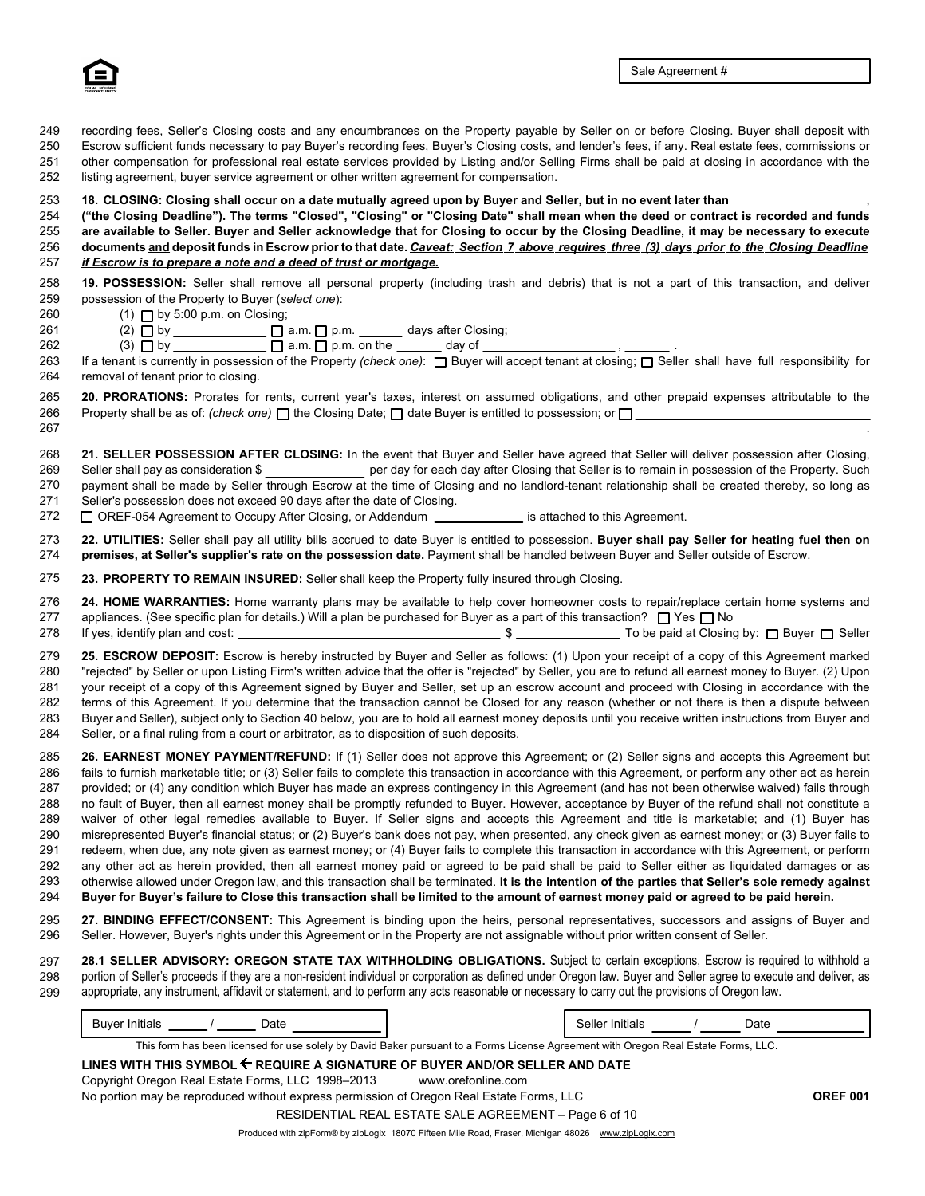Sale Agreement #

recording fees, Seller's Closing costs and any encumbrances on the Property payable by Seller on or before Closing. Buyer shall deposit with Escrow sufficient funds necessary to pay Buyer's recording fees, Buyer's Closing costs, and lender's fees, if any. Real estate fees, commissions or other compensation for professional real estate services provided by Listing and/or Selling Firms shall be paid at closing in accordance with the listing agreement, buyer service agreement or other written agreement for compensation.

**18. CLOSING: Closing shall occur on a date mutually agreed upon by Buyer and Seller, but in no event later than ________________ , ("the Closing Deadline"). The terms "Closed", "Closing" or "Closing Date" shall mean when the deed or contract is recorded and funds are available to Seller. Buyer and Seller acknowledge that for Closing to occur by the Closing Deadline, it may be necessary to execute documents and deposit funds in Escrow prior to that date.** ***Caveat: Section 7 above requires three (3) days prior to the Closing Deadline if Escrow is to prepare a note and a deed of trust or mortgage.***

**19. POSSESSION:** Seller shall remove all personal property (including trash and debris) that is not a part of this transaction, and deliver possession of the Property to Buyer (*select one*):

(1) ☐ by 5:00 p.m. on Closing;
(2) ☐ by ____________ ☐ a.m. ☐ p.m. ______ days after Closing;
(3) ☐ by ____________ ☐ a.m. ☐ p.m. on the ______ day of ________________ , ______ .

If a tenant is currently in possession of the Property *(check one)*: ☐ Buyer will accept tenant at closing; ☐ Seller shall have full responsibility for removal of tenant prior to closing.

**20. PRORATIONS:** Prorates for rents, current year's taxes, interest on assumed obligations, and other prepaid expenses attributable to the Property shall be as of: *(check one)* ☐ the Closing Date; ☐ date Buyer is entitled to possession; or ☐ ________________________________ .

**21. SELLER POSSESSION AFTER CLOSING:** In the event that Buyer and Seller have agreed that Seller will deliver possession after Closing, Seller shall pay as consideration $ ____________ per day for each day after Closing that Seller is to remain in possession of the Property. Such payment shall be made by Seller through Escrow at the time of Closing and no landlord-tenant relationship shall be created thereby, so long as Seller's possession does not exceed 90 days after the date of Closing.
☐ OREF-054 Agreement to Occupy After Closing, or Addendum ____________ is attached to this Agreement.

**22. UTILITIES:** Seller shall pay all utility bills accrued to date Buyer is entitled to possession. **Buyer shall pay Seller for heating fuel then on premises, at Seller's supplier's rate on the possession date.** Payment shall be handled between Buyer and Seller outside of Escrow.

**23. PROPERTY TO REMAIN INSURED:** Seller shall keep the Property fully insured through Closing.

**24. HOME WARRANTIES:** Home warranty plans may be available to help cover homeowner costs to repair/replace certain home systems and appliances. (See specific plan for details.) Will a plan be purchased for Buyer as a part of this transaction? ☐ Yes ☐ No
If yes, identify plan and cost: ________________________________ $ ____________ To be paid at Closing by: ☐ Buyer ☐ Seller

**25. ESCROW DEPOSIT:** Escrow is hereby instructed by Buyer and Seller as follows: (1) Upon your receipt of a copy of this Agreement marked "rejected" by Seller or upon Listing Firm's written advice that the offer is "rejected" by Seller, you are to refund all earnest money to Buyer. (2) Upon your receipt of a copy of this Agreement signed by Buyer and Seller, set up an escrow account and proceed with Closing in accordance with the terms of this Agreement. If you determine that the transaction cannot be Closed for any reason (whether or not there is then a dispute between Buyer and Seller), subject only to Section 40 below, you are to hold all earnest money deposits until you receive written instructions from Buyer and Seller, or a final ruling from a court or arbitrator, as to disposition of such deposits.

**26. EARNEST MONEY PAYMENT/REFUND:** If (1) Seller does not approve this Agreement; or (2) Seller signs and accepts this Agreement but fails to furnish marketable title; or (3) Seller fails to complete this transaction in accordance with this Agreement, or perform any other act as herein provided; or (4) any condition which Buyer has made an express contingency in this Agreement (and has not been otherwise waived) fails through no fault of Buyer, then all earnest money shall be promptly refunded to Buyer. However, acceptance by Buyer of the refund shall not constitute a waiver of other legal remedies available to Buyer. If Seller signs and accepts this Agreement and title is marketable; and (1) Buyer has misrepresented Buyer's financial status; or (2) Buyer's bank does not pay, when presented, any check given as earnest money; or (3) Buyer fails to redeem, when due, any note given as earnest money; or (4) Buyer fails to complete this transaction in accordance with this Agreement, or perform any other act as herein provided, then all earnest money paid or agreed to be paid shall be paid to Seller either as liquidated damages or as otherwise allowed under Oregon law, and this transaction shall be terminated. **It is the intention of the parties that Seller's sole remedy against Buyer for Buyer's failure to Close this transaction shall be limited to the amount of earnest money paid or agreed to be paid herein.**

**27. BINDING EFFECT/CONSENT:** This Agreement is binding upon the heirs, personal representatives, successors and assigns of Buyer and Seller. However, Buyer's rights under this Agreement or in the Property are not assignable without prior written consent of Seller.

**28.1 SELLER ADVISORY: OREGON STATE TAX WITHHOLDING OBLIGATIONS.** Subject to certain exceptions, Escrow is required to withhold a portion of Seller's proceeds if they are a non-resident individual or corporation as defined under Oregon law. Buyer and Seller agree to execute and deliver, as appropriate, any instrument, affidavit or statement, and to perform any acts reasonable or necessary to carry out the provisions of Oregon law.

Buyer Initials _____ / _____ Date ________ Seller Initials _____ / _____ Date ________

This form has been licensed for use solely by David Baker pursuant to a Forms License Agreement with Oregon Real Estate Forms, LLC.

**LINES WITH THIS SYMBOL ← REQUIRE A SIGNATURE OF BUYER AND/OR SELLER AND DATE**

Copyright Oregon Real Estate Forms, LLC 1998–2013 www.orefonline.com

No portion may be reproduced without express permission of Oregon Real Estate Forms, LLC **OREF 001**

RESIDENTIAL REAL ESTATE SALE AGREEMENT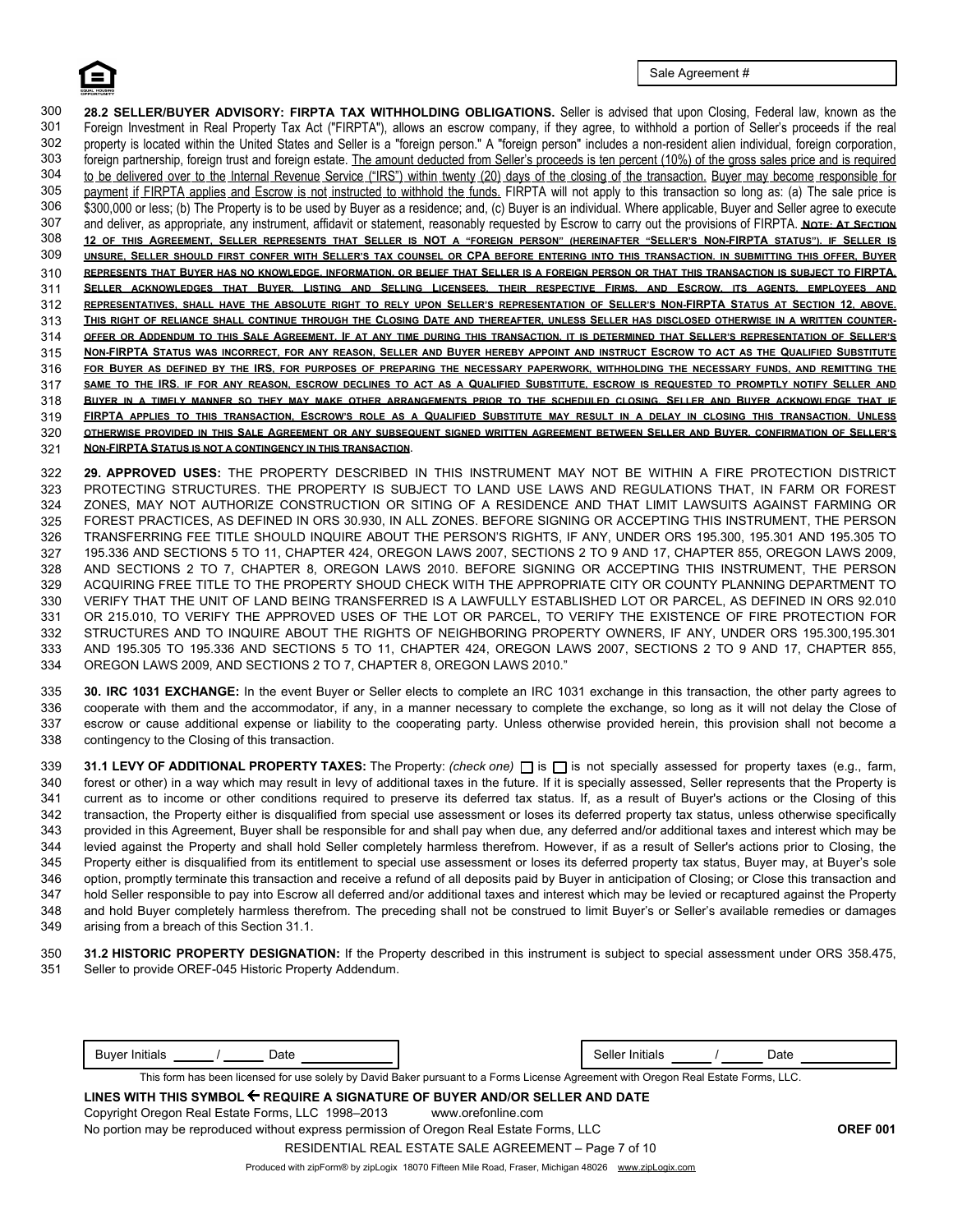Sale Agreement #

**28.2 SELLER/BUYER ADVISORY: FIRPTA TAX WITHHOLDING OBLIGATIONS.** Seller is advised that upon Closing, Federal law, known as the Foreign Investment in Real Property Tax Act ("FIRPTA"), allows an escrow company, if they agree, to withhold a portion of Seller's proceeds if the real property is located within the United States and Seller is a "foreign person." A "foreign person" includes a non-resident alien individual, foreign corporation, foreign partnership, foreign trust and foreign estate. The amount deducted from Seller's proceeds is ten percent (10%) of the gross sales price and is required to be delivered over to the Internal Revenue Service ("IRS") within twenty (20) days of the closing of the transaction. Buyer may become responsible for payment if FIRPTA applies and Escrow is not instructed to withhold the funds. FIRPTA will not apply to this transaction so long as: (a) The sale price is $300,000 or less; (b) The Property is to be used by Buyer as a residence; and, (c) Buyer is an individual. Where applicable, Buyer and Seller agree to execute and deliver, as appropriate, any instrument, affidavit or statement, reasonably requested by Escrow to carry out the provisions of FIRPTA. **NOTE: AT SECTION 12 OF THIS AGREEMENT, SELLER REPRESENTS THAT SELLER IS NOT A "FOREIGN PERSON" (HEREINAFTER "SELLER'S NON-FIRPTA STATUS"). IF SELLER IS UNSURE, SELLER SHOULD FIRST CONFER WITH SELLER'S TAX COUNSEL OR CPA BEFORE ENTERING INTO THIS TRANSACTION. IN SUBMITTING THIS OFFER, BUYER REPRESENTS THAT BUYER HAS NO KNOWLEDGE, INFORMATION, OR BELIEF THAT SELLER IS A FOREIGN PERSON OR THAT THIS TRANSACTION IS SUBJECT TO FIRPTA. SELLER ACKNOWLEDGES THAT BUYER, LISTING AND SELLING LICENSEES, THEIR RESPECTIVE FIRMS, AND ESCROW, ITS AGENTS, EMPLOYEES AND REPRESENTATIVES, SHALL HAVE THE ABSOLUTE RIGHT TO RELY UPON SELLER'S REPRESENTATION OF SELLER'S NON-FIRPTA STATUS AT SECTION 12, ABOVE. THIS RIGHT OF RELIANCE SHALL CONTINUE THROUGH THE CLOSING DATE AND THEREAFTER, UNLESS SELLER HAS DISCLOSED OTHERWISE IN A WRITTEN COUNTER-OFFER OR ADDENDUM TO THIS SALE AGREEMENT. IF AT ANY TIME DURING THIS TRANSACTION, IT IS DETERMINED THAT SELLER'S REPRESENTATION OF SELLER'S NON-FIRPTA STATUS WAS INCORRECT, FOR ANY REASON, SELLER AND BUYER HEREBY APPOINT AND INSTRUCT ESCROW TO ACT AS THE QUALIFIED SUBSTITUTE FOR BUYER AS DEFINED BY THE IRS, FOR PURPOSES OF PREPARING THE NECESSARY PAPERWORK, WITHHOLDING THE NECESSARY FUNDS, AND REMITTING THE SAME TO THE IRS. IF FOR ANY REASON, ESCROW DECLINES TO ACT AS A QUALIFIED SUBSTITUTE, ESCROW IS REQUESTED TO PROMPTLY NOTIFY SELLER AND BUYER IN A TIMELY MANNER SO THEY MAY MAKE OTHER ARRANGEMENTS PRIOR TO THE SCHEDULED CLOSING. SELLER AND BUYER ACKNOWLEDGE THAT IF FIRPTA APPLIES TO THIS TRANSACTION, ESCROW'S ROLE AS A QUALIFIED SUBSTITUTE MAY RESULT IN A DELAY IN CLOSING THIS TRANSACTION. UNLESS OTHERWISE PROVIDED IN THIS SALE AGREEMENT OR ANY SUBSEQUENT SIGNED WRITTEN AGREEMENT BETWEEN SELLER AND BUYER, CONFIRMATION OF SELLER'S NON-FIRPTA STATUS IS NOT A CONTINGENCY IN THIS TRANSACTION.**

**29. APPROVED USES:** THE PROPERTY DESCRIBED IN THIS INSTRUMENT MAY NOT BE WITHIN A FIRE PROTECTION DISTRICT PROTECTING STRUCTURES. THE PROPERTY IS SUBJECT TO LAND USE LAWS AND REGULATIONS THAT, IN FARM OR FOREST ZONES, MAY NOT AUTHORIZE CONSTRUCTION OR SITING OF A RESIDENCE AND THAT LIMIT LAWSUITS AGAINST FARMING OR FOREST PRACTICES, AS DEFINED IN ORS 30.930, IN ALL ZONES. BEFORE SIGNING OR ACCEPTING THIS INSTRUMENT, THE PERSON TRANSFERRING FEE TITLE SHOULD INQUIRE ABOUT THE PERSON'S RIGHTS, IF ANY, UNDER ORS 195.300, 195.301 AND 195.305 TO 195.336 AND SECTIONS 5 TO 11, CHAPTER 424, OREGON LAWS 2007, SECTIONS 2 TO 9 AND 17, CHAPTER 855, OREGON LAWS 2009, AND SECTIONS 2 TO 7, CHAPTER 8, OREGON LAWS 2010. BEFORE SIGNING OR ACCEPTING THIS INSTRUMENT, THE PERSON ACQUIRING FREE TITLE TO THE PROPERTY SHOUD CHECK WITH THE APPROPRIATE CITY OR COUNTY PLANNING DEPARTMENT TO VERIFY THAT THE UNIT OF LAND BEING TRANSFERRED IS A LAWFULLY ESTABLISHED LOT OR PARCEL, AS DEFINED IN ORS 92.010 OR 215.010, TO VERIFY THE APPROVED USES OF THE LOT OR PARCEL, TO VERIFY THE EXISTENCE OF FIRE PROTECTION FOR STRUCTURES AND TO INQUIRE ABOUT THE RIGHTS OF NEIGHBORING PROPERTY OWNERS, IF ANY, UNDER ORS 195.300,195.301 AND 195.305 TO 195.336 AND SECTIONS 5 TO 11, CHAPTER 424, OREGON LAWS 2007, SECTIONS 2 TO 9 AND 17, CHAPTER 855, OREGON LAWS 2009, AND SECTIONS 2 TO 7, CHAPTER 8, OREGON LAWS 2010."

**30. IRC 1031 EXCHANGE:** In the event Buyer or Seller elects to complete an IRC 1031 exchange in this transaction, the other party agrees to cooperate with them and the accommodator, if any, in a manner necessary to complete the exchange, so long as it will not delay the Close of escrow or cause additional expense or liability to the cooperating party. Unless otherwise provided herein, this provision shall not become a contingency to the Closing of this transaction.

**31.1 LEVY OF ADDITIONAL PROPERTY TAXES:** The Property: *(check one)* ☐ is ☐ is not specially assessed for property taxes (e.g., farm, forest or other) in a way which may result in levy of additional taxes in the future. If it is specially assessed, Seller represents that the Property is current as to income or other conditions required to preserve its deferred tax status. If, as a result of Buyer's actions or the Closing of this transaction, the Property either is disqualified from special use assessment or loses its deferred property tax status, unless otherwise specifically provided in this Agreement, Buyer shall be responsible for and shall pay when due, any deferred and/or additional taxes and interest which may be levied against the Property and shall hold Seller completely harmless therefrom. However, if as a result of Seller's actions prior to Closing, the Property either is disqualified from its entitlement to special use assessment or loses its deferred property tax status, Buyer may, at Buyer's sole option, promptly terminate this transaction and receive a refund of all deposits paid by Buyer in anticipation of Closing; or Close this transaction and hold Seller responsible to pay into Escrow all deferred and/or additional taxes and interest which may be levied or recaptured against the Property and hold Buyer completely harmless therefrom. The preceding shall not be construed to limit Buyer's or Seller's available remedies or damages arising from a breach of this Section 31.1.

**31.2 HISTORIC PROPERTY DESIGNATION:** If the Property described in this instrument is subject to special assessment under ORS 358.475, Seller to provide OREF-045 Historic Property Addendum.

Buyer Initials ______ / ______ Date ____________    Seller Initials ______ / ______ Date ____________

This form has been licensed for use solely by David Baker pursuant to a Forms License Agreement with Oregon Real Estate Forms, LLC.

**LINES WITH THIS SYMBOL ← REQUIRE A SIGNATURE OF BUYER AND/OR SELLER AND DATE**

Copyright Oregon Real Estate Forms, LLC 1998–2013 www.orefonline.com

No portion may be reproduced without express permission of Oregon Real Estate Forms, LLC **OREF 001**

RESIDENTIAL REAL ESTATE SALE AGREEMENT – Page 7 of 10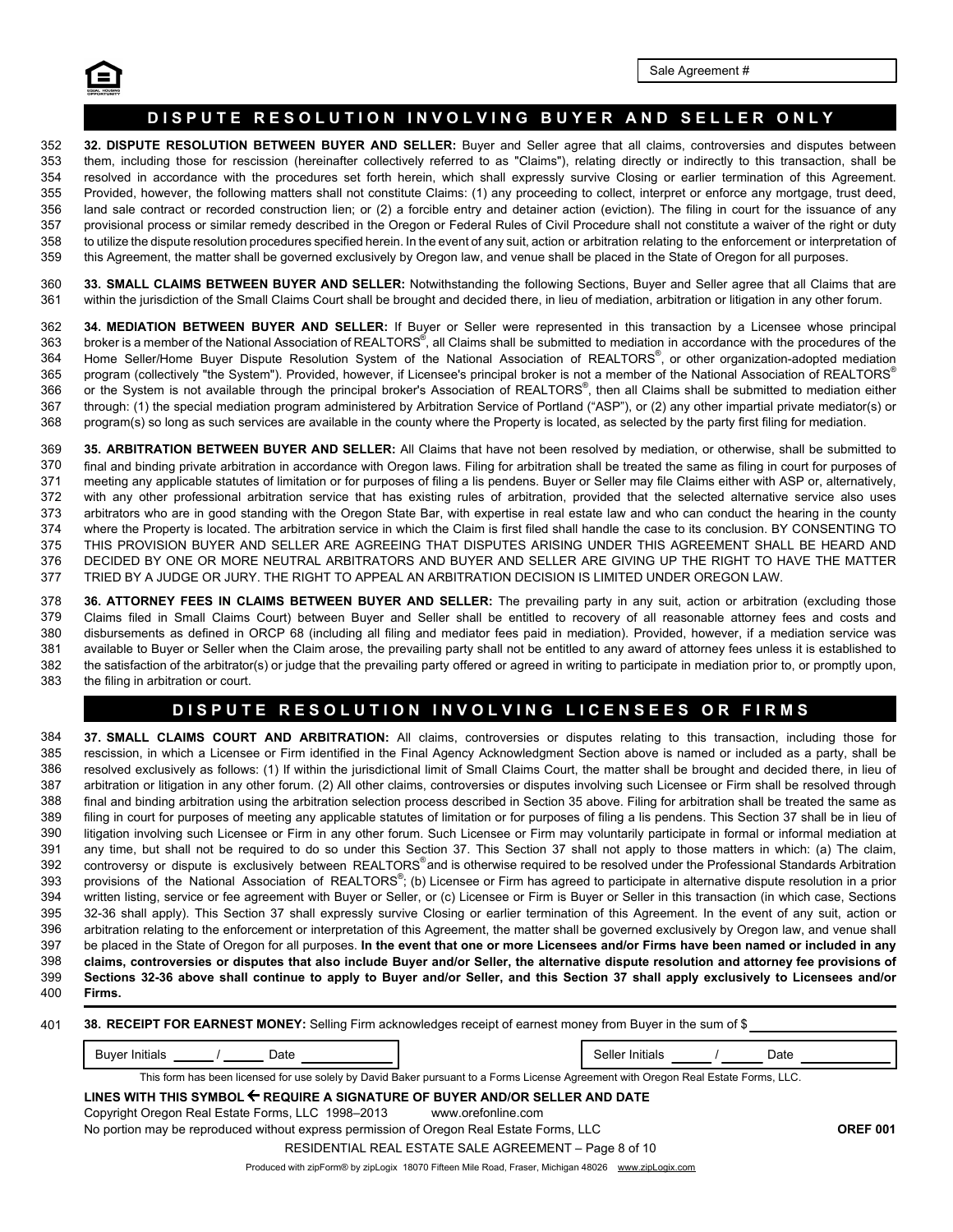Sale Agreement #

## DISPUTE RESOLUTION INVOLVING BUYER AND SELLER ONLY

**32. DISPUTE RESOLUTION BETWEEN BUYER AND SELLER:** Buyer and Seller agree that all claims, controversies and disputes between them, including those for rescission (hereinafter collectively referred to as "Claims"), relating directly or indirectly to this transaction, shall be resolved in accordance with the procedures set forth herein, which shall expressly survive Closing or earlier termination of this Agreement. Provided, however, the following matters shall not constitute Claims: (1) any proceeding to collect, interpret or enforce any mortgage, trust deed, land sale contract or recorded construction lien; or (2) a forcible entry and detainer action (eviction). The filing in court for the issuance of any provisional process or similar remedy described in the Oregon or Federal Rules of Civil Procedure shall not constitute a waiver of the right or duty to utilize the dispute resolution procedures specified herein. In the event of any suit, action or arbitration relating to the enforcement or interpretation of this Agreement, the matter shall be governed exclusively by Oregon law, and venue shall be placed in the State of Oregon for all purposes.

**33. SMALL CLAIMS BETWEEN BUYER AND SELLER:** Notwithstanding the following Sections, Buyer and Seller agree that all Claims that are within the jurisdiction of the Small Claims Court shall be brought and decided there, in lieu of mediation, arbitration or litigation in any other forum.

**34. MEDIATION BETWEEN BUYER AND SELLER:** If Buyer or Seller were represented in this transaction by a Licensee whose principal broker is a member of the National Association of REALTORS®, all Claims shall be submitted to mediation in accordance with the procedures of the Home Seller/Home Buyer Dispute Resolution System of the National Association of REALTORS®, or other organization-adopted mediation program (collectively "the System"). Provided, however, if Licensee's principal broker is not a member of the National Association of REALTORS® or the System is not available through the principal broker's Association of REALTORS®, then all Claims shall be submitted to mediation either through: (1) the special mediation program administered by Arbitration Service of Portland ("ASP"), or (2) any other impartial private mediator(s) or program(s) so long as such services are available in the county where the Property is located, as selected by the party first filing for mediation.

**35. ARBITRATION BETWEEN BUYER AND SELLER:** All Claims that have not been resolved by mediation, or otherwise, shall be submitted to final and binding private arbitration in accordance with Oregon laws. Filing for arbitration shall be treated the same as filing in court for purposes of meeting any applicable statutes of limitation or for purposes of filing a lis pendens. Buyer or Seller may file Claims either with ASP or, alternatively, with any other professional arbitration service that has existing rules of arbitration, provided that the selected alternative service also uses arbitrators who are in good standing with the Oregon State Bar, with expertise in real estate law and who can conduct the hearing in the county where the Property is located. The arbitration service in which the Claim is first filed shall handle the case to its conclusion. BY CONSENTING TO THIS PROVISION BUYER AND SELLER ARE AGREEING THAT DISPUTES ARISING UNDER THIS AGREEMENT SHALL BE HEARD AND DECIDED BY ONE OR MORE NEUTRAL ARBITRATORS AND BUYER AND SELLER ARE GIVING UP THE RIGHT TO HAVE THE MATTER TRIED BY A JUDGE OR JURY. THE RIGHT TO APPEAL AN ARBITRATION DECISION IS LIMITED UNDER OREGON LAW.

**36. ATTORNEY FEES IN CLAIMS BETWEEN BUYER AND SELLER:** The prevailing party in any suit, action or arbitration (excluding those Claims filed in Small Claims Court) between Buyer and Seller shall be entitled to recovery of all reasonable attorney fees and costs and disbursements as defined in ORCP 68 (including all filing and mediator fees paid in mediation). Provided, however, if a mediation service was available to Buyer or Seller when the Claim arose, the prevailing party shall not be entitled to any award of attorney fees unless it is established to the satisfaction of the arbitrator(s) or judge that the prevailing party offered or agreed in writing to participate in mediation prior to, or promptly upon, the filing in arbitration or court.

## DISPUTE RESOLUTION INVOLVING LICENSEES OR FIRMS

**37. SMALL CLAIMS COURT AND ARBITRATION:** All claims, controversies or disputes relating to this transaction, including those for rescission, in which a Licensee or Firm identified in the Final Agency Acknowledgment Section above is named or included as a party, shall be resolved exclusively as follows: (1) If within the jurisdictional limit of Small Claims Court, the matter shall be brought and decided there, in lieu of arbitration or litigation in any other forum. (2) All other claims, controversies or disputes involving such Licensee or Firm shall be resolved through final and binding arbitration using the arbitration selection process described in Section 35 above. Filing for arbitration shall be treated the same as filing in court for purposes of meeting any applicable statutes of limitation or for purposes of filing a lis pendens. This Section 37 shall be in lieu of litigation involving such Licensee or Firm in any other forum. Such Licensee or Firm may voluntarily participate in formal or informal mediation at any time, but shall not be required to do so under this Section 37. This Section 37 shall not apply to those matters in which: (a) The claim, controversy or dispute is exclusively between REALTORS® and is otherwise required to be resolved under the Professional Standards Arbitration provisions of the National Association of REALTORS®; (b) Licensee or Firm has agreed to participate in alternative dispute resolution in a prior written listing, service or fee agreement with Buyer or Seller, or (c) Licensee or Firm is Buyer or Seller in this transaction (in which case, Sections 32-36 shall apply). This Section 37 shall expressly survive Closing or earlier termination of this Agreement. In the event of any suit, action or arbitration relating to the enforcement or interpretation of this Agreement, the matter shall be governed exclusively by Oregon law, and venue shall be placed in the State of Oregon for all purposes. **In the event that one or more Licensees and/or Firms have been named or included in any claims, controversies or disputes that also include Buyer and/or Seller, the alternative dispute resolution and attorney fee provisions of Sections 32-36 above shall continue to apply to Buyer and/or Seller, and this Section 37 shall apply exclusively to Licensees and/or Firms.**

**38. RECEIPT FOR EARNEST MONEY:** Selling Firm acknowledges receipt of earnest money from Buyer in the sum of $ ____________

Buyer Initials ______ / ______ Date ____________     Seller Initials ______ / ______ Date ____________

This form has been licensed for use solely by David Baker pursuant to a Forms License Agreement with Oregon Real Estate Forms, LLC.

**LINES WITH THIS SYMBOL ← REQUIRE A SIGNATURE OF BUYER AND/OR SELLER AND DATE**

Copyright Oregon Real Estate Forms, LLC 1998–2013 www.orefonline.com

No portion may be reproduced without express permission of Oregon Real Estate Forms, LLC **OREF 001**

RESIDENTIAL REAL ESTATE SALE AGREEMENT – Page 8 of 10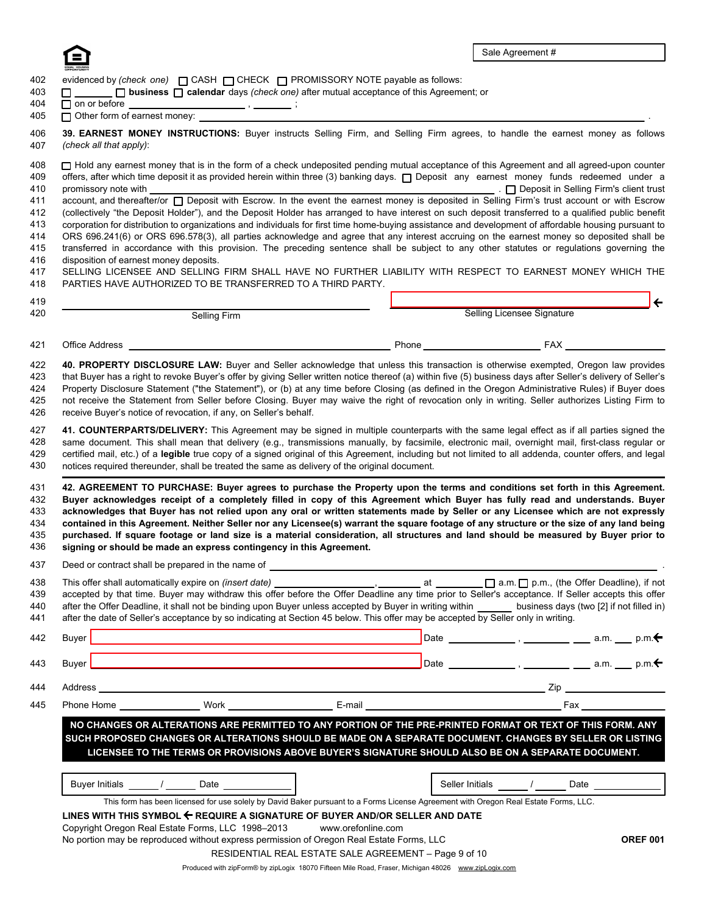Sale Agreement #

evidenced by *(check one)* ☐ CASH ☐ CHECK ☐ PROMISSORY NOTE payable as follows:
☐ _______ ☐ **business** ☐ **calendar** days *(check one)* after mutual acceptance of this Agreement; or
☐ on or before ______________________ , _______ ;
☐ Other form of earnest money: ________________________________________________ .

**39. EARNEST MONEY INSTRUCTIONS:** Buyer instructs Selling Firm, and Selling Firm agrees, to handle the earnest money as follows *(check all that apply)*:

☐ Hold any earnest money that is in the form of a check undeposited pending mutual acceptance of this Agreement and all agreed-upon counter offers, after which time deposit it as provided herein within three (3) banking days. ☐ Deposit any earnest money funds redeemed under a promissory note with ________________________________________________ . ☐ Deposit in Selling Firm's client trust account, and thereafter/or ☐ Deposit with Escrow. In the event the earnest money is deposited in Selling Firm's trust account or with Escrow (collectively "the Deposit Holder"), and the Deposit Holder has arranged to have interest on such deposit transferred to a qualified public benefit corporation for distribution to organizations and individuals for first time home-buying assistance and development of affordable housing pursuant to ORS 696.241(6) or ORS 696.578(3), all parties acknowledge and agree that any interest accruing on the earnest money so deposited shall be transferred in accordance with this provision. The preceding sentence shall be subject to any other statutes or regulations governing the disposition of earnest money deposits.
SELLING LICENSEE AND SELLING FIRM SHALL HAVE NO FURTHER LIABILITY WITH RESPECT TO EARNEST MONEY WHICH THE PARTIES HAVE AUTHORIZED TO BE TRANSFERRED TO A THIRD PARTY.

| ________________________ | ________________________ ← |
|---|---|
| Selling Firm | Selling Licensee Signature |

Office Address ______________________ Phone ______________ FAX ______________

**40. PROPERTY DISCLOSURE LAW:** Buyer and Seller acknowledge that unless this transaction is otherwise exempted, Oregon law provides that Buyer has a right to revoke Buyer's offer by giving Seller written notice thereof (a) within five (5) business days after Seller's delivery of Seller's Property Disclosure Statement ("the Statement"), or (b) at any time before Closing (as defined in the Oregon Administrative Rules) if Buyer does not receive the Statement from Seller before Closing. Buyer may waive the right of revocation only in writing. Seller authorizes Listing Firm to receive Buyer's notice of revocation, if any, on Seller's behalf.

**41. COUNTERPARTS/DELIVERY:** This Agreement may be signed in multiple counterparts with the same legal effect as if all parties signed the same document. This shall mean that delivery (e.g., transmissions manually, by facsimile, electronic mail, overnight mail, first-class regular or certified mail, etc.) of a **legible** true copy of a signed original of this Agreement, including but not limited to all addenda, counter offers, and legal notices required thereunder, shall be treated the same as delivery of the original document.

**42. AGREEMENT TO PURCHASE: Buyer agrees to purchase the Property upon the terms and conditions set forth in this Agreement. Buyer acknowledges receipt of a completely filled in copy of this Agreement which Buyer has fully read and understands. Buyer acknowledges that Buyer has not relied upon any oral or written statements made by Seller or any Licensee which are not expressly contained in this Agreement. Neither Seller nor any Licensee(s) warrant the square footage of any structure or the size of any land being purchased. If square footage or land size is a material consideration, all structures and land should be measured by Buyer prior to signing or should be made an express contingency in this Agreement.**

Deed or contract shall be prepared in the name of ________________________________________________ .

This offer shall automatically expire on *(insert date)* ______________, ______ at ________ ☐ a.m. ☐ p.m., (the Offer Deadline), if not accepted by that time. Buyer may withdraw this offer before the Offer Deadline any time prior to Seller's acceptance. If Seller accepts this offer after the Offer Deadline, it shall not be binding upon Buyer unless accepted by Buyer in writing within ______ business days (two [2] if not filled in) after the date of Seller's acceptance by so indicating at Section 45 below. This offer may be accepted by Seller only in writing.

Buyer ________________________ Date __________ , ________ ___ a.m. ___ p.m. ←

Buyer ________________________ Date __________ , ________ ___ a.m. ___ p.m. ←

Address ________________________________________ Zip ______________

Phone Home ______________ Work ______________ E-mail ______________________ Fax ______________

**NO CHANGES OR ALTERATIONS ARE PERMITTED TO ANY PORTION OF THE PRE-PRINTED FORMAT OR TEXT OF THIS FORM. ANY SUCH PROPOSED CHANGES OR ALTERATIONS SHOULD BE MADE ON A SEPARATE DOCUMENT. CHANGES BY SELLER OR LISTING LICENSEE TO THE TERMS OR PROVISIONS ABOVE BUYER'S SIGNATURE SHOULD ALSO BE ON A SEPARATE DOCUMENT.**

Buyer Initials _____ / _____ Date __________ Seller Initials _____ / _____ Date __________

This form has been licensed for use solely by David Baker pursuant to a Forms License Agreement with Oregon Real Estate Forms, LLC.

**LINES WITH THIS SYMBOL ← REQUIRE A SIGNATURE OF BUYER AND/OR SELLER AND DATE**

Copyright Oregon Real Estate Forms, LLC 1998–2013 www.orefonline.com
No portion may be reproduced without express permission of Oregon Real Estate Forms, LLC **OREF 001**

RESIDENTIAL REAL ESTATE SALE AGREEMENT

Produced with zipForm® by zipLogix 18070 Fifteen Mile Road, Fraser, Michigan 48026 www.zipLogix.com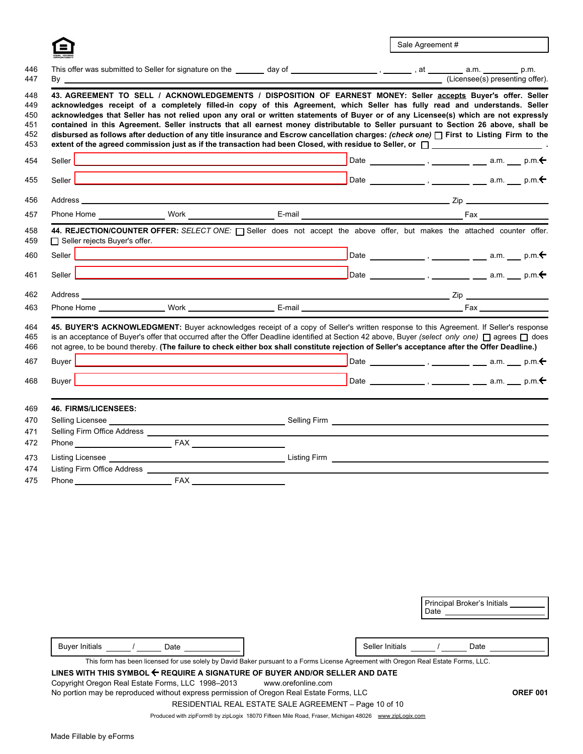Sale Agreement # 

446 This offer was submitted to Seller for signature on the ______ day of __________________ , ______ , at ________ a.m. ________ p.m.
447 By ______________________________________________ (Licensee(s) presenting offer).

448 **43. AGREEMENT TO SELL / ACKNOWLEDGEMENTS / DISPOSITION OF EARNEST MONEY: Seller accepts Buyer's offer. Seller**
449 **acknowledges receipt of a completely filled-in copy of this Agreement, which Seller has fully read and understands. Seller**
450 **acknowledges that Seller has not relied upon any oral or written statements of Buyer or of any Licensee(s) which are not expressly**
451 **contained in this Agreement. Seller instructs that all earnest money distributable to Seller pursuant to Section 26 above, shall be**
452 **disbursed as follows after deduction of any title insurance and Escrow cancellation charges: *(check one)* ☐ First to Listing Firm to the**
453 **extent of the agreed commission just as if the transaction had been Closed, with residue to Seller, or ☐ ______________________ .**

454 Seller ______________________ Date __________ , ________ ___ a.m. ___ p.m.←
455 Seller ______________________ Date __________ , ________ ___ a.m. ___ p.m.←
456 Address ______________________ Zip __________
457 Phone Home __________ Work __________ E-mail __________ Fax __________

458 **44. REJECTION/COUNTER OFFER:** *SELECT ONE:* ☐ Seller does not accept the above offer, but makes the attached counter offer.
459 ☐ Seller rejects Buyer's offer.

460 Seller ______________________ Date __________ , ________ ___ a.m. ___ p.m.←
461 Seller ______________________ Date __________ , ________ ___ a.m. ___ p.m.←
462 Address ______________________ Zip __________
463 Phone Home __________ Work __________ E-mail __________ Fax __________

464 **45. BUYER'S ACKNOWLEDGMENT:** Buyer acknowledges receipt of a copy of Seller's written response to this Agreement. If Seller's response
465 is an acceptance of Buyer's offer that occurred after the Offer Deadline identified at Section 42 above, Buyer *(select only one)* ☐ agrees ☐ does
466 not agree, to be bound thereby. **(The failure to check either box shall constitute rejection of Seller's acceptance after the Offer Deadline.)**

467 Buyer ______________________ Date __________ , ________ ___ a.m. ___ p.m.←
468 Buyer ______________________ Date __________ , ________ ___ a.m. ___ p.m.←

469 **46. FIRMS/LICENSEES:**
470 Selling Licensee ______________________ Selling Firm ______________________
471 Selling Firm Office Address ______________________
472 Phone __________ FAX __________
473 Listing Licensee ______________________ Listing Firm ______________________
474 Listing Firm Office Address ______________________
475 Phone __________ FAX __________

Principal Broker's Initials ________ Date ________

Buyer Initials _____ / _____ Date __________ Seller Initials _____ / _____ Date __________

This form has been licensed for use solely by David Baker pursuant to a Forms License Agreement with Oregon Real Estate Forms, LLC.

**LINES WITH THIS SYMBOL ← REQUIRE A SIGNATURE OF BUYER AND/OR SELLER AND DATE**

Copyright Oregon Real Estate Forms, LLC 1998–2013 www.orefonline.com

No portion may be reproduced without express permission of Oregon Real Estate Forms, LLC **OREF 001**

RESIDENTIAL REAL ESTATE SALE AGREEMENT

Produced with zipForm® by zipLogix 18070 Fifteen Mile Road, Fraser, Michigan 48026 www.zipLogix.com

Made Fillable by eForms